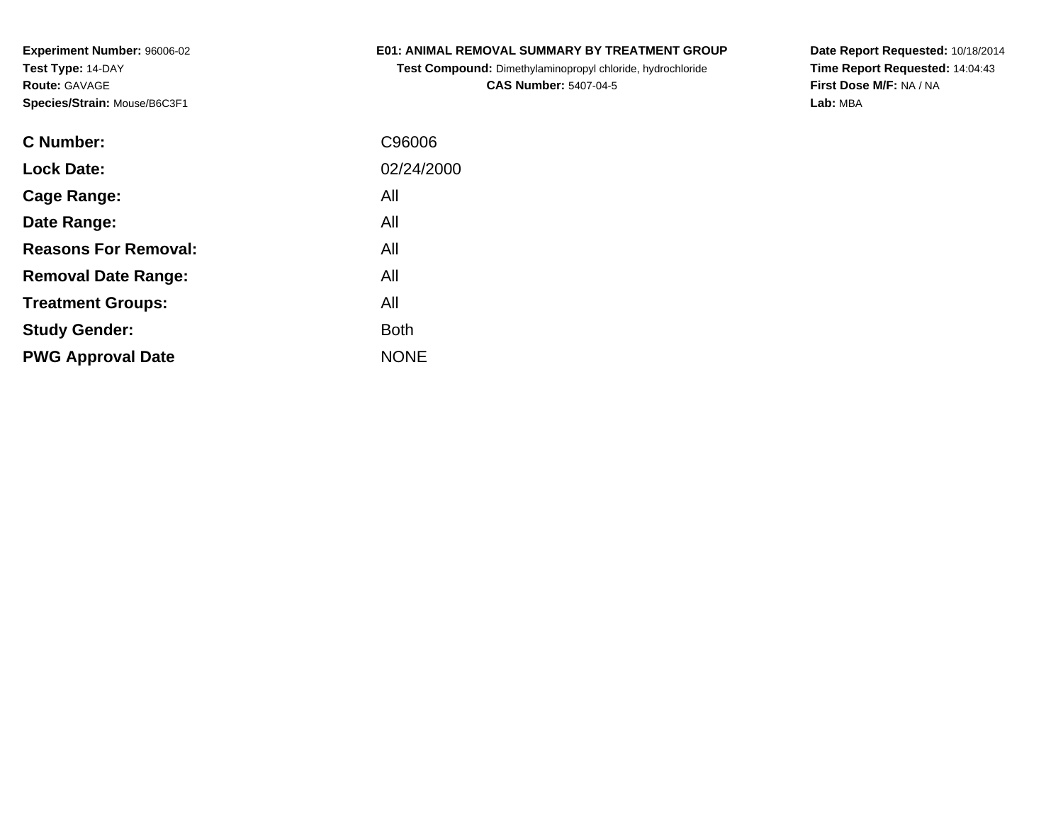**Experiment Number:** 96006-02
**Test Type:** 14-DAY
**Route:** GAVAGE
**Species/Strain:** Mouse/B6C3F1

**E01: ANIMAL REMOVAL SUMMARY BY TREATMENT GROUP**
**Test Compound:** Dimethylaminopropyl chloride, hydrochloride
**CAS Number:** 5407-04-5

**Date Report Requested:** 10/18/2014
**Time Report Requested:** 14:04:43
**First Dose M/F:** NA / NA
**Lab:** MBA

| | |
|---|---|
| **C Number:** | C96006 |
| **Lock Date:** | 02/24/2000 |
| **Cage Range:** | All |
| **Date Range:** | All |
| **Reasons For Removal:** | All |
| **Removal Date Range:** | All |
| **Treatment Groups:** | All |
| **Study Gender:** | Both |
| **PWG Approval Date** | NONE |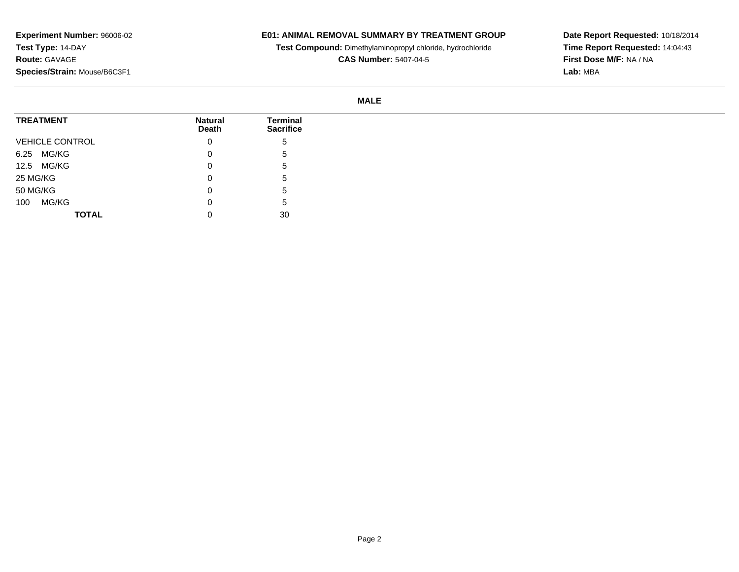**Experiment Number:** 96006-02
**Test Type:** 14-DAY
**Route:** GAVAGE
**Species/Strain:** Mouse/B6C3F1

**E01: ANIMAL REMOVAL SUMMARY BY TREATMENT GROUP**
**Test Compound:** Dimethylaminopropyl chloride, hydrochloride
**CAS Number:** 5407-04-5

**Date Report Requested:** 10/18/2014
**Time Report Requested:** 14:04:43
**First Dose M/F:** NA / NA
**Lab:** MBA

**MALE**

| TREATMENT | Natural Death | Terminal Sacrifice |
|---|---|---|
| VEHICLE CONTROL | 0 | 5 |
| 6.25 MG/KG | 0 | 5 |
| 12.5 MG/KG | 0 | 5 |
| 25 MG/KG | 0 | 5 |
| 50 MG/KG | 0 | 5 |
| 100 MG/KG | 0 | 5 |
| **TOTAL** | 0 | 30 |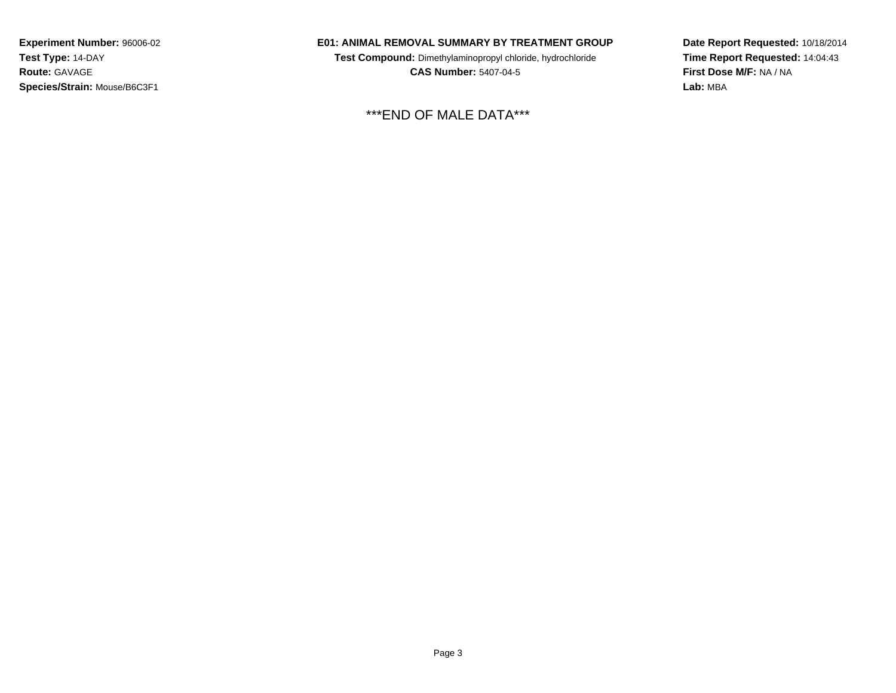**Experiment Number:** 96006-02
**Test Type:** 14-DAY
**Route:** GAVAGE
**Species/Strain:** Mouse/B6C3F1

**E01: ANIMAL REMOVAL SUMMARY BY TREATMENT GROUP**
**Test Compound:** Dimethylaminopropyl chloride, hydrochloride
**CAS Number:** 5407-04-5

**Date Report Requested:** 10/18/2014
**Time Report Requested:** 14:04:43
**First Dose M/F:** NA / NA
**Lab:** MBA

***END OF MALE DATA***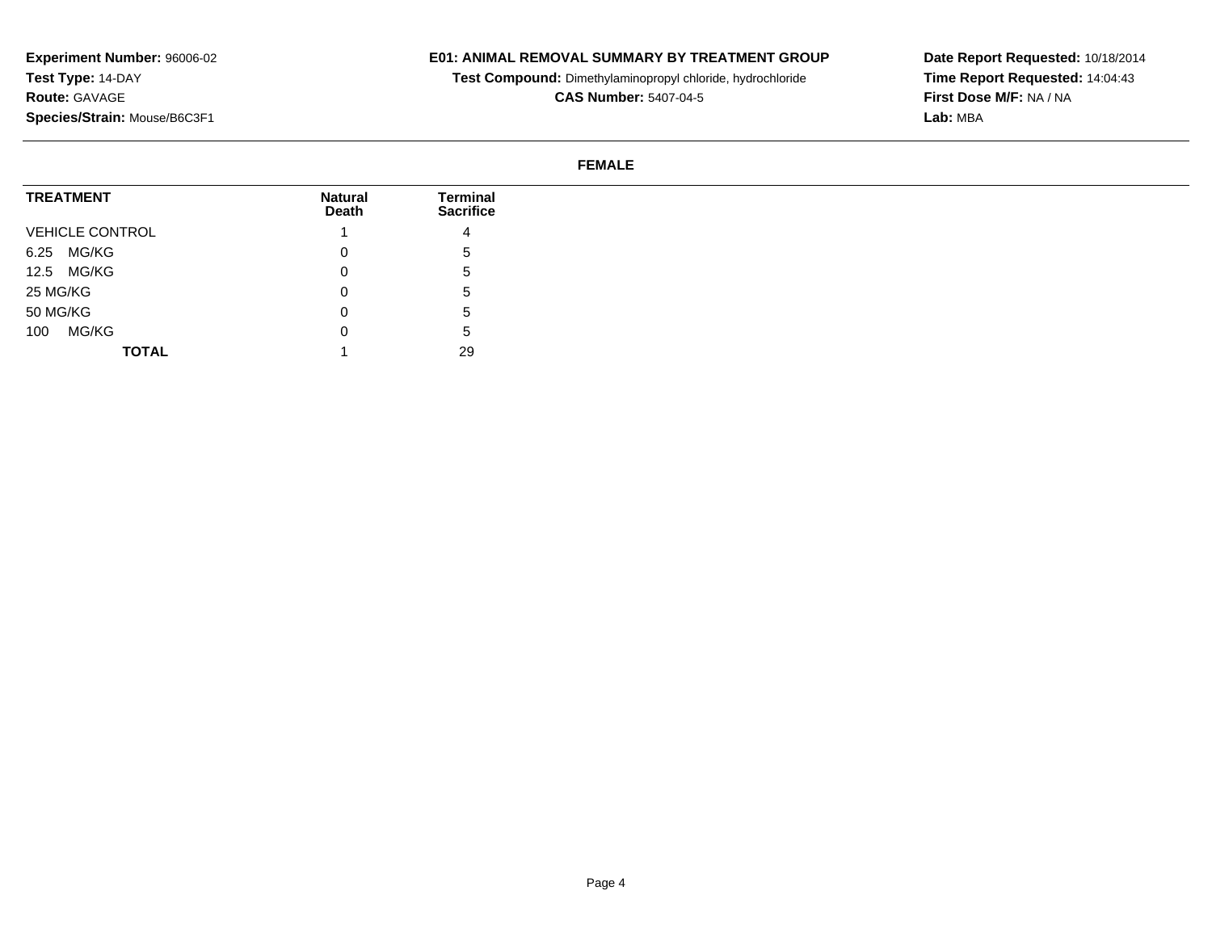**Experiment Number:** 96006-02
**Test Type:** 14-DAY
**Route:** GAVAGE
**Species/Strain:** Mouse/B6C3F1

**E01: ANIMAL REMOVAL SUMMARY BY TREATMENT GROUP**
**Test Compound:** Dimethylaminopropyl chloride, hydrochloride
**CAS Number:** 5407-04-5

**Date Report Requested:** 10/18/2014
**Time Report Requested:** 14:04:43
**First Dose M/F:** NA / NA
**Lab:** MBA

**FEMALE**

| TREATMENT | Natural Death | Terminal Sacrifice |
|---|---|---|
| VEHICLE CONTROL | 1 | 4 |
| 6.25 MG/KG | 0 | 5 |
| 12.5 MG/KG | 0 | 5 |
| 25 MG/KG | 0 | 5 |
| 50 MG/KG | 0 | 5 |
| 100 MG/KG | 0 | 5 |
| **TOTAL** | 1 | 29 |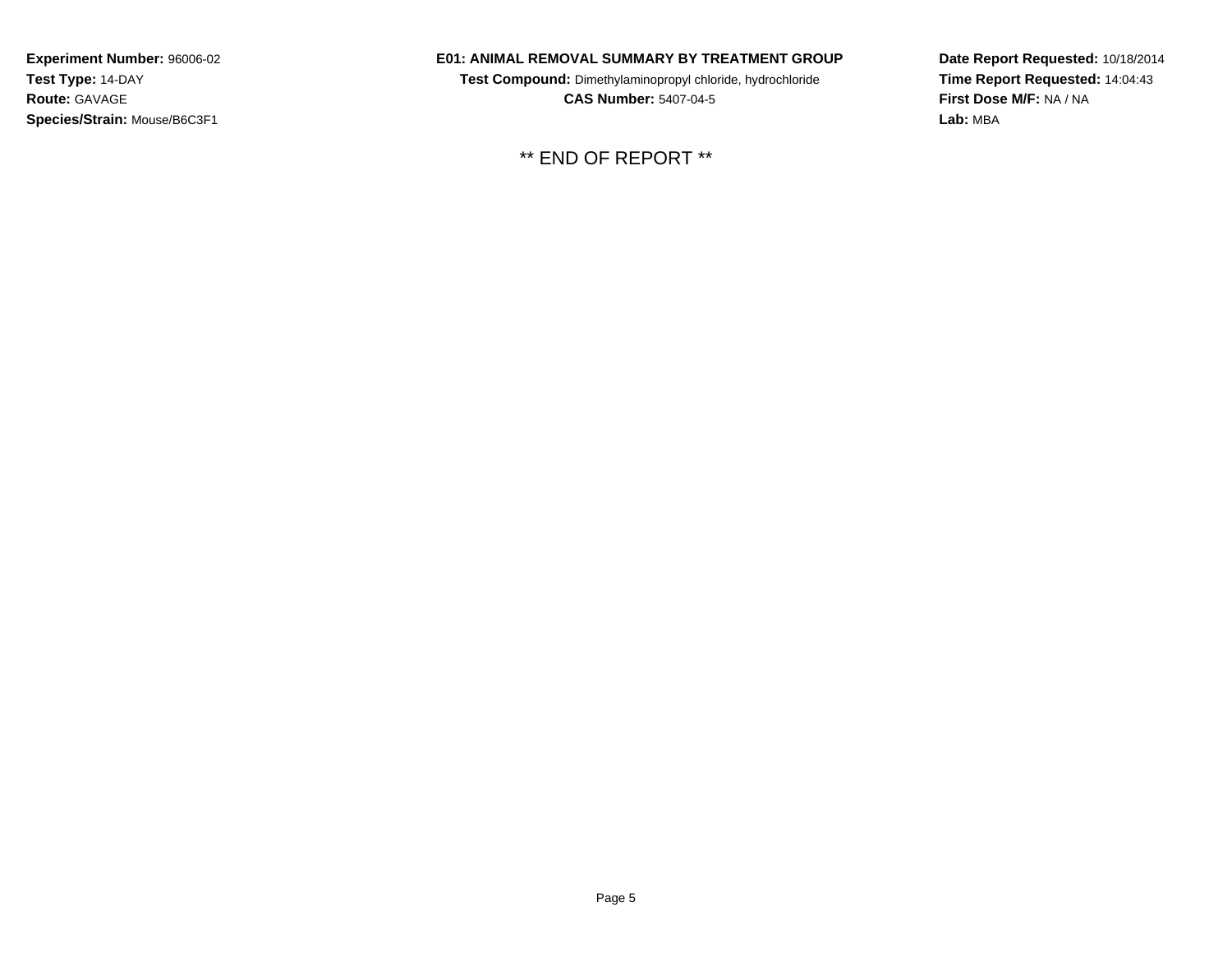**Experiment Number:** 96006-02
**Test Type:** 14-DAY
**Route:** GAVAGE
**Species/Strain:** Mouse/B6C3F1

**E01: ANIMAL REMOVAL SUMMARY BY TREATMENT GROUP**
**Test Compound:** Dimethylaminopropyl chloride, hydrochloride
**CAS Number:** 5407-04-5

**Date Report Requested:** 10/18/2014
**Time Report Requested:** 14:04:43
**First Dose M/F:** NA / NA
**Lab:** MBA

** END OF REPORT **